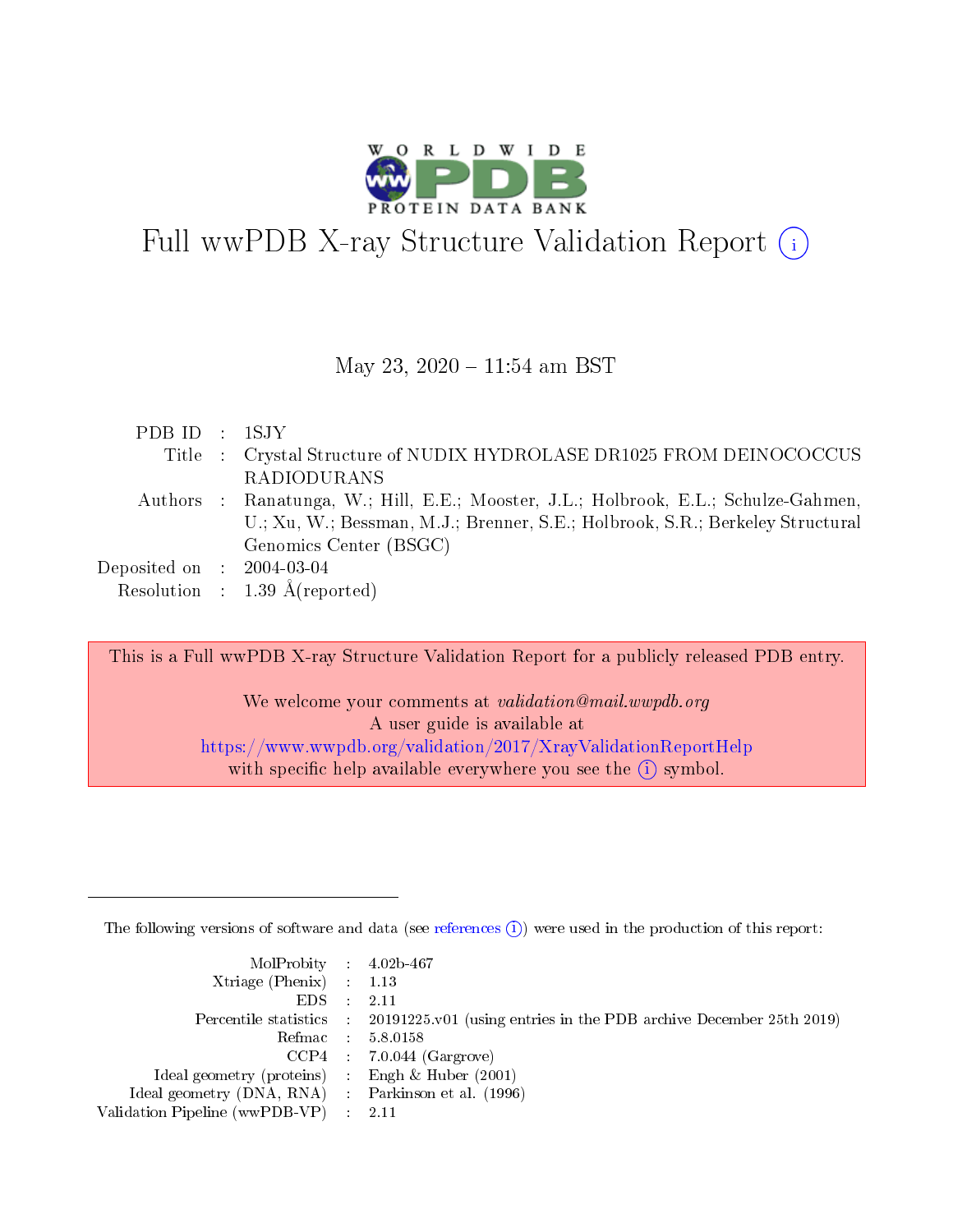# Full wwPDB X-ray Structure Validation Report (i)

May 23, 2020 – 11:54 am BST

| | | |
|---|---|---|
| PDB ID | : | 1SJY |
| Title | : | Crystal Structure of NUDIX HYDROLASE DR1025 FROM DEINOCOCCUS RADIODURANS |
| Authors | : | Ranatunga, W.; Hill, E.E.; Mooster, J.L.; Holbrook, E.L.; Schulze-Gahmen, U.; Xu, W.; Bessman, M.J.; Brenner, S.E.; Holbrook, S.R.; Berkeley Structural Genomics Center (BSGC) |
| Deposited on | : | 2004-03-04 |
| Resolution | : | 1.39 Å(reported) |

This is a Full wwPDB X-ray Structure Validation Report for a publicly released PDB entry.

We welcome your comments at *validation@mail.wwpdb.org*
A user guide is available at
https://www.wwpdb.org/validation/2017/XrayValidationReportHelp
with specific help available everywhere you see the (i) symbol.

---

The following versions of software and data (see references (i)) were used in the production of this report:

| | | |
|---|---|---|
| MolProbity | : | 4.02b-467 |
| Xtriage (Phenix) | : | 1.13 |
| EDS | : | 2.11 |
| Percentile statistics | : | 20191225.v01 (using entries in the PDB archive December 25th 2019) |
| Refmac | : | 5.8.0158 |
| CCP4 | : | 7.0.044 (Gargrove) |
| Ideal geometry (proteins) | : | Engh & Huber (2001) |
| Ideal geometry (DNA, RNA) | : | Parkinson et al. (1996) |
| Validation Pipeline (wwPDB-VP) | : | 2.11 |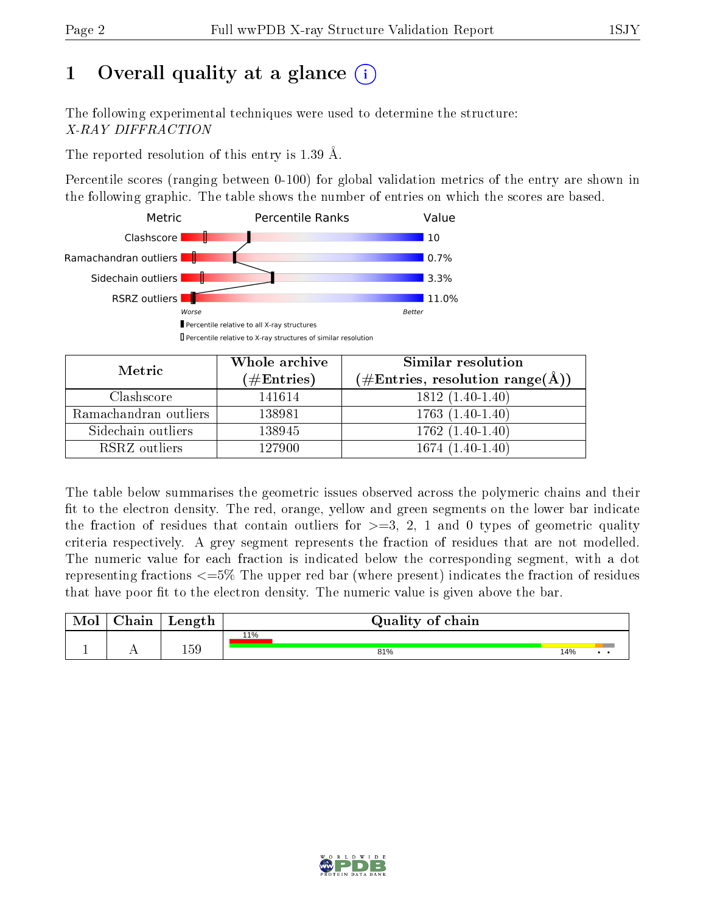# 1 Overall quality at a glance

The following experimental techniques were used to determine the structure:
*X-RAY DIFFRACTION*

The reported resolution of this entry is 1.39 Å.

Percentile scores (ranging between 0-100) for global validation metrics of the entry are shown in the following graphic. The table shows the number of entries on which the scores are based.

| Metric | Value |
|---|---|
| Clashscore | 10 |
| Ramachandran outliers | 0.7% |
| Sidechain outliers | 3.3% |
| RSRZ outliers | 11.0% |

Worse — Better

Percentile relative to all X-ray structures

Percentile relative to X-ray structures of similar resolution

| Metric | Whole archive (#Entries) | Similar resolution (#Entries, resolution range(Å)) |
|---|---|---|
| Clashscore | 141614 | 1812 (1.40-1.40) |
| Ramachandran outliers | 138981 | 1763 (1.40-1.40) |
| Sidechain outliers | 138945 | 1762 (1.40-1.40) |
| RSRZ outliers | 127900 | 1674 (1.40-1.40) |

The table below summarises the geometric issues observed across the polymeric chains and their fit to the electron density. The red, orange, yellow and green segments on the lower bar indicate the fraction of residues that contain outliers for >=3, 2, 1 and 0 types of geometric quality criteria respectively. A grey segment represents the fraction of residues that are not modelled. The numeric value for each fraction is indicated below the corresponding segment, with a dot representing fractions <=5% The upper red bar (where present) indicates the fraction of residues that have poor fit to the electron density. The numeric value is given above the bar.

| Mol | Chain | Length | Quality of chain |
|---|---|---|---|
| 1 | A | 159 | 11% (poor fit); 81%, 14%, •, • |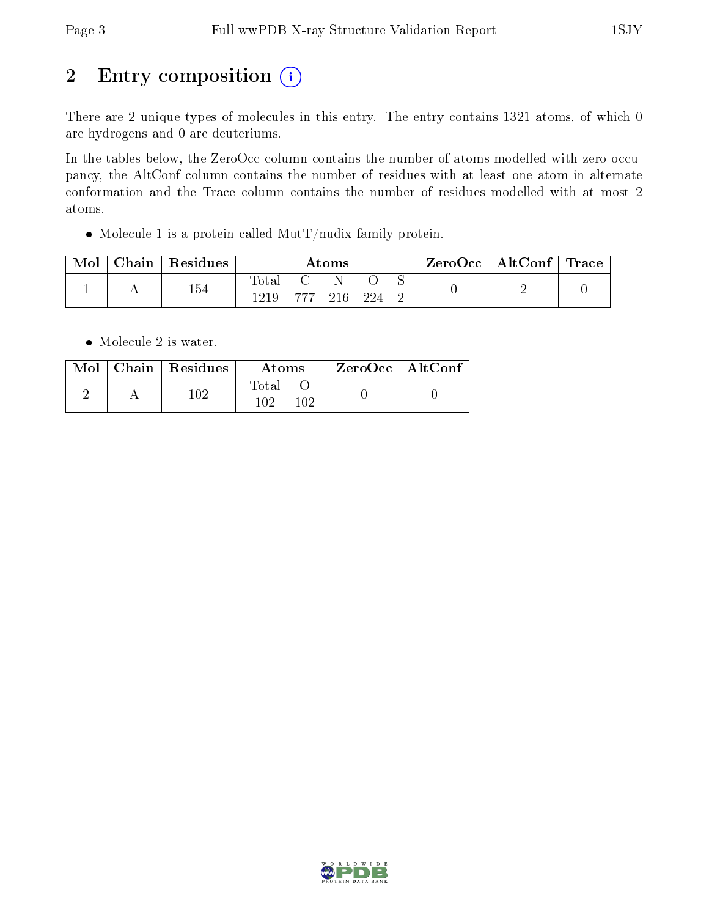# 2 Entry composition

There are 2 unique types of molecules in this entry. The entry contains 1321 atoms, of which 0 are hydrogens and 0 are deuteriums.

In the tables below, the ZeroOcc column contains the number of atoms modelled with zero occupancy, the AltConf column contains the number of residues with at least one atom in alternate conformation and the Trace column contains the number of residues modelled with at most 2 atoms.

- Molecule 1 is a protein called MutT/nudix family protein.

| Mol | Chain | Residues | Atoms | | | | | ZeroOcc | AltConf | Trace |
|---|---|---|---|---|---|---|---|---|---|---|
| | | | Total | C | N | O | S | | | |
| 1 | A | 154 | 1219 | 777 | 216 | 224 | 2 | 0 | 2 | 0 |

- Molecule 2 is water.

| Mol | Chain | Residues | Atoms | | ZeroOcc | AltConf |
|---|---|---|---|---|---|---|
| | | | Total | O | | |
| 2 | A | 102 | 102 | 102 | 0 | 0 |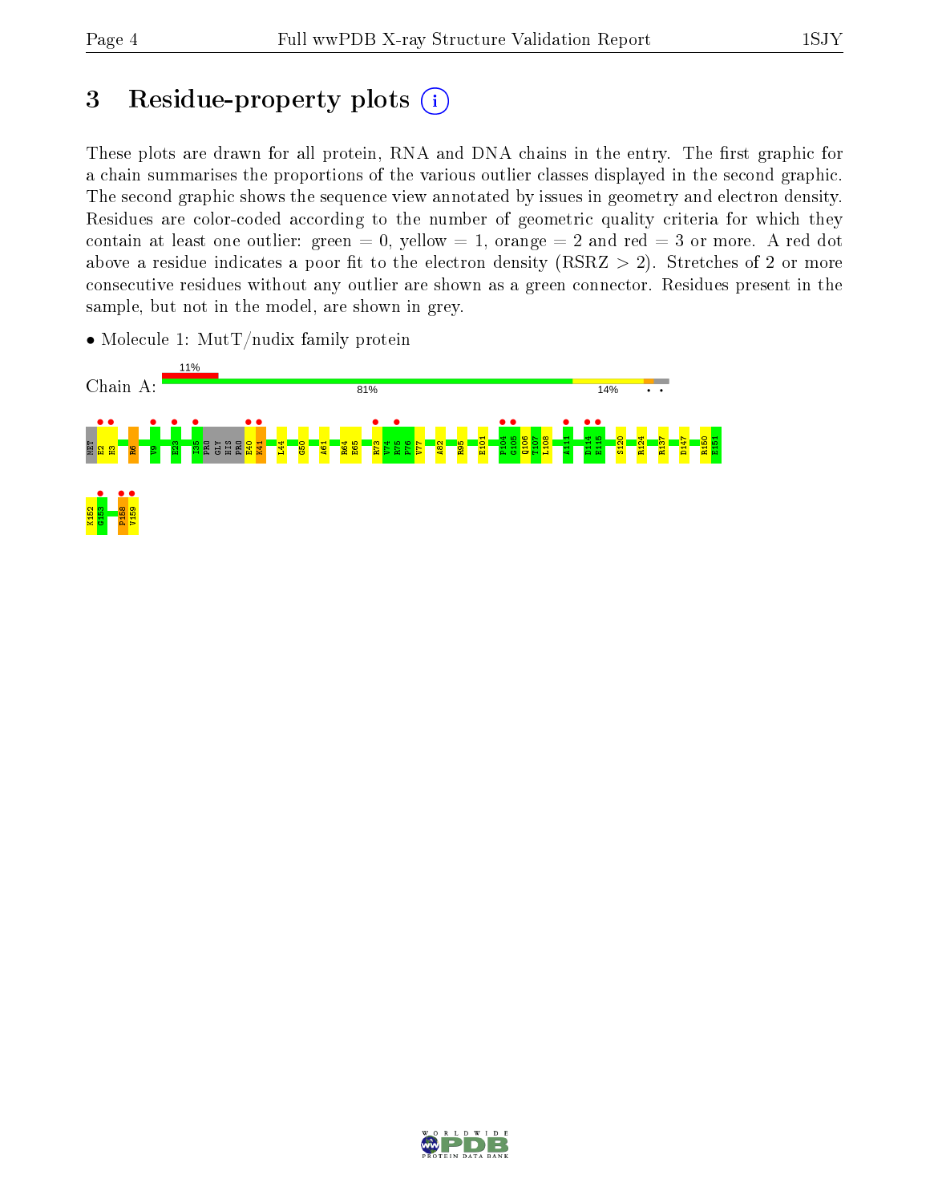# 3 Residue-property plots

These plots are drawn for all protein, RNA and DNA chains in the entry. The first graphic for a chain summarises the proportions of the various outlier classes displayed in the second graphic. The second graphic shows the sequence view annotated by issues in geometry and electron density. Residues are color-coded according to the number of geometric quality criteria for which they contain at least one outlier: green = 0, yellow = 1, orange = 2 and red = 3 or more. A red dot above a residue indicates a poor fit to the electron density (RSRZ > 2). Stretches of 2 or more consecutive residues without any outlier are shown as a green connector. Residues present in the sample, but not in the model, are shown in grey.

- Molecule 1: MutT/nudix family protein

Chain A: 11% | 81% | 14%

MET H2 H3 R6 V9 E23 I35 PRO GLY HIS PRO E40 K41 L44 G50 A61 R64 E65 R73 V74 R75 P76 V77 A82 R95 E101 P104 G105 Q106 T107 L108 A111 D114 E115 S120 R124 R137 D147 R150 E151 K152 G153 P158 V159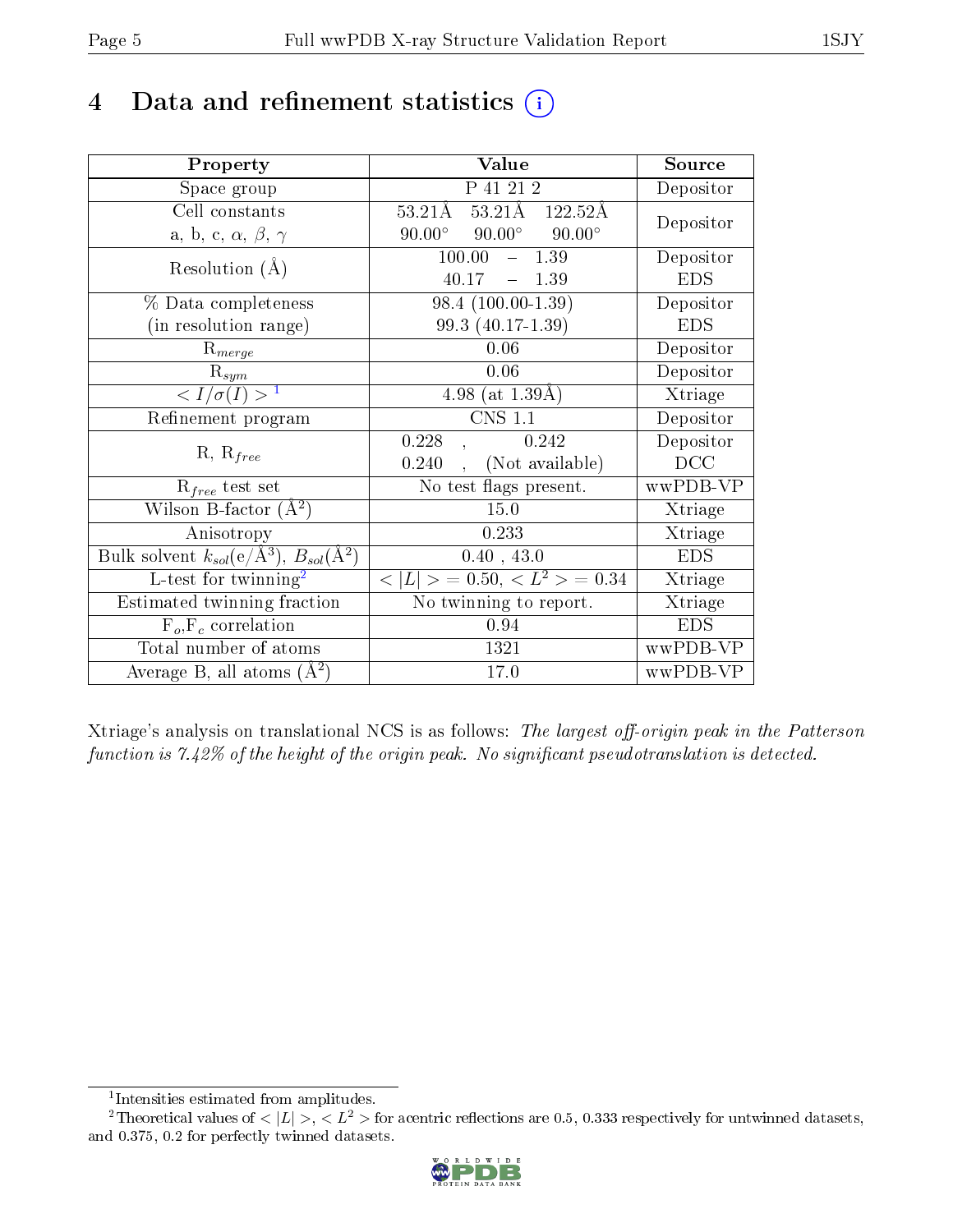# 4 Data and refinement statistics

| Property | Value | Source |
|---|---|---|
| Space group | P 41 21 2 | Depositor |
| Cell constants<br>a, b, c, $\alpha$, $\beta$, $\gamma$ | 53.21Å 53.21Å 122.52Å<br>90.00° 90.00° 90.00° | Depositor |
| Resolution (Å) | 100.00 – 1.39<br>40.17 – 1.39 | Depositor<br>EDS |
| % Data completeness<br>(in resolution range) | 98.4 (100.00-1.39)<br>99.3 (40.17-1.39) | Depositor<br>EDS |
| $R_{merge}$ | 0.06 | Depositor |
| $R_{sym}$ | 0.06 | Depositor |
| $< I/\sigma(I) >$ [1] | 4.98 (at 1.39Å) | Xtriage |
| Refinement program | CNS 1.1 | Depositor |
| R, $R_{free}$ | 0.228 , 0.242<br>0.240 , (Not available) | Depositor<br>DCC |
| $R_{free}$ test set | No test flags present. | wwPDB-VP |
| Wilson B-factor (Å$^2$) | 15.0 | Xtriage |
| Anisotropy | 0.233 | Xtriage |
| Bulk solvent $k_{sol}$(e/Å$^3$), $B_{sol}$(Å$^2$) | 0.40 , 43.0 | EDS |
| L-test for twinning[2] | $< \|L\| >$ = 0.50, $< L^2 >$ = 0.34 | Xtriage |
| Estimated twinning fraction | No twinning to report. | Xtriage |
| $F_o$,$F_c$ correlation | 0.94 | EDS |
| Total number of atoms | 1321 | wwPDB-VP |
| Average B, all atoms (Å$^2$) | 17.0 | wwPDB-VP |

Xtriage's analysis on translational NCS is as follows: *The largest off-origin peak in the Patterson function is 7.42% of the height of the origin peak. No significant pseudotranslation is detected.*

[1] Intensities estimated from amplitudes.

[2] Theoretical values of $< |L| >$, $< L^2 >$ for acentric reflections are 0.5, 0.333 respectively for untwinned datasets, and 0.375, 0.2 for perfectly twinned datasets.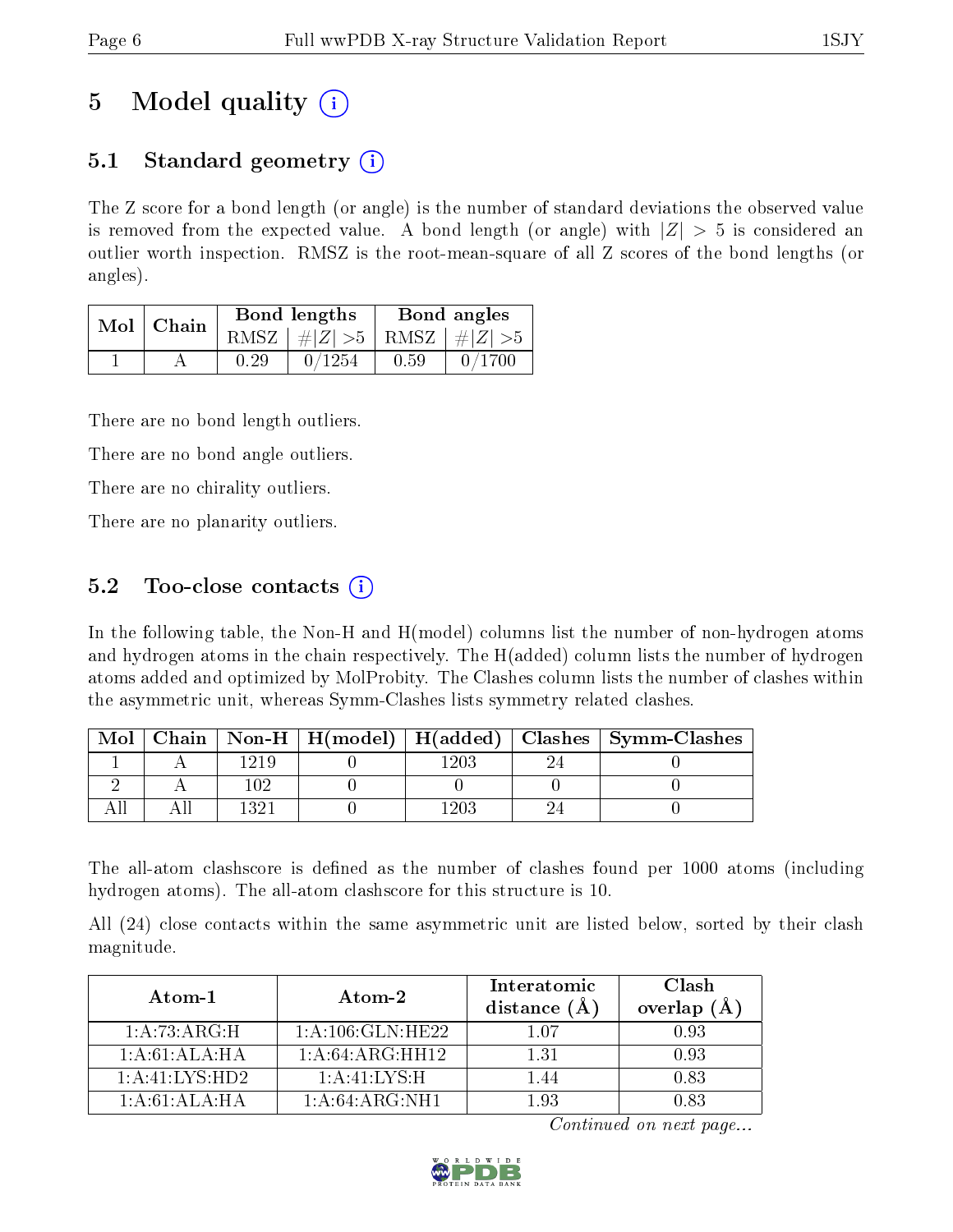# 5 Model quality (i)

## 5.1 Standard geometry (i)

The Z score for a bond length (or angle) is the number of standard deviations the observed value is removed from the expected value. A bond length (or angle) with $|Z| > 5$ is considered an outlier worth inspection. RMSZ is the root-mean-square of all Z scores of the bond lengths (or angles).

| Mol | Chain | Bond lengths | | Bond angles | |
|---|---|---|---|---|---|
| | | RMSZ | #\|Z\| >5 | RMSZ | #\|Z\| >5 |
| 1 | A | 0.29 | 0/1254 | 0.59 | 0/1700 |

There are no bond length outliers.

There are no bond angle outliers.

There are no chirality outliers.

There are no planarity outliers.

## 5.2 Too-close contacts (i)

In the following table, the Non-H and H(model) columns list the number of non-hydrogen atoms and hydrogen atoms in the chain respectively. The H(added) column lists the number of hydrogen atoms added and optimized by MolProbity. The Clashes column lists the number of clashes within the asymmetric unit, whereas Symm-Clashes lists symmetry related clashes.

| Mol | Chain | Non-H | H(model) | H(added) | Clashes | Symm-Clashes |
|---|---|---|---|---|---|---|
| 1 | A | 1219 | 0 | 1203 | 24 | 0 |
| 2 | A | 102 | 0 | 0 | 0 | 0 |
| All | All | 1321 | 0 | 1203 | 24 | 0 |

The all-atom clashscore is defined as the number of clashes found per 1000 atoms (including hydrogen atoms). The all-atom clashscore for this structure is 10.

All (24) close contacts within the same asymmetric unit are listed below, sorted by their clash magnitude.

| Atom-1 | Atom-2 | Interatomic distance (Å) | Clash overlap (Å) |
|---|---|---|---|
| 1:A:73:ARG:H | 1:A:106:GLN:HE22 | 1.07 | 0.93 |
| 1:A:61:ALA:HA | 1:A:64:ARG:HH12 | 1.31 | 0.93 |
| 1:A:41:LYS:HD2 | 1:A:41:LYS:H | 1.44 | 0.83 |
| 1:A:61:ALA:HA | 1:A:64:ARG:NH1 | 1.93 | 0.83 |

*Continued on next page...*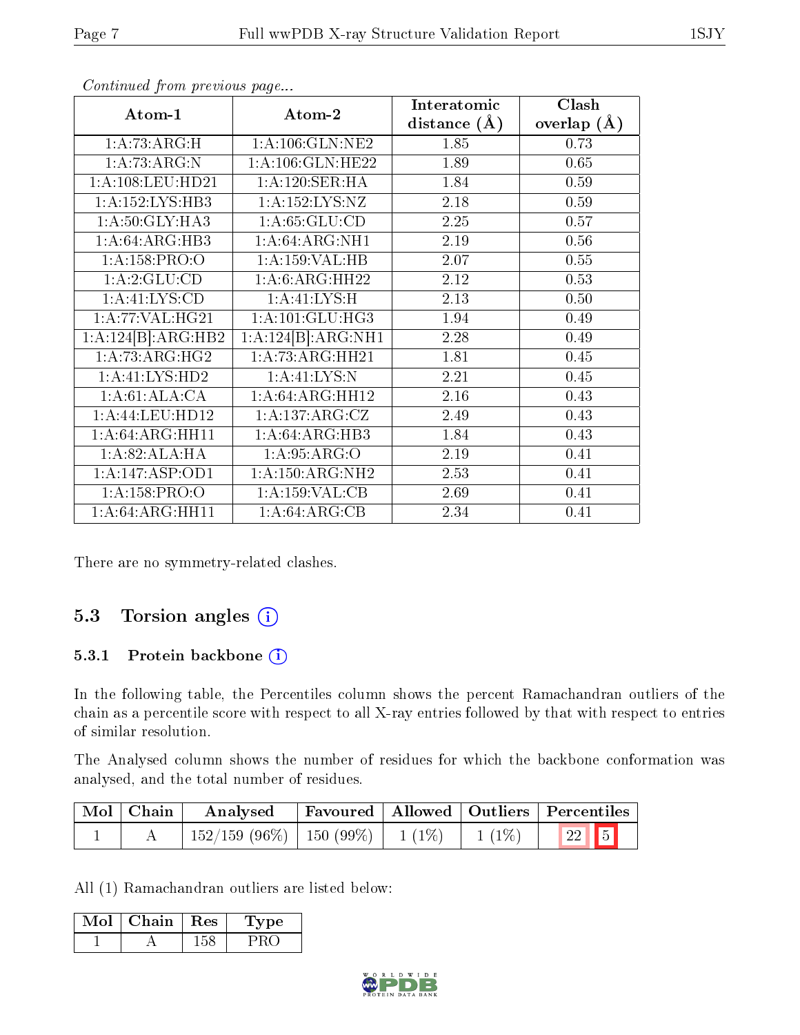*Continued from previous page...*

| Atom-1 | Atom-2 | Interatomic distance (Å) | Clash overlap (Å) |
|---|---|---|---|
| 1:A:73:ARG:H | 1:A:106:GLN:NE2 | 1.85 | 0.73 |
| 1:A:73:ARG:N | 1:A:106:GLN:HE22 | 1.89 | 0.65 |
| 1:A:108:LEU:HD21 | 1:A:120:SER:HA | 1.84 | 0.59 |
| 1:A:152:LYS:HB3 | 1:A:152:LYS:NZ | 2.18 | 0.59 |
| 1:A:50:GLY:HA3 | 1:A:65:GLU:CD | 2.25 | 0.57 |
| 1:A:64:ARG:HB3 | 1:A:64:ARG:NH1 | 2.19 | 0.56 |
| 1:A:158:PRO:O | 1:A:159:VAL:HB | 2.07 | 0.55 |
| 1:A:2:GLU:CD | 1:A:6:ARG:HH22 | 2.12 | 0.53 |
| 1:A:41:LYS:CD | 1:A:41:LYS:H | 2.13 | 0.50 |
| 1:A:77:VAL:HG21 | 1:A:101:GLU:HG3 | 1.94 | 0.49 |
| 1:A:124[B]:ARG:HB2 | 1:A:124[B]:ARG:NH1 | 2.28 | 0.49 |
| 1:A:73:ARG:HG2 | 1:A:73:ARG:HH21 | 1.81 | 0.45 |
| 1:A:41:LYS:HD2 | 1:A:41:LYS:N | 2.21 | 0.45 |
| 1:A:61:ALA:CA | 1:A:64:ARG:HH12 | 2.16 | 0.43 |
| 1:A:44:LEU:HD12 | 1:A:137:ARG:CZ | 2.49 | 0.43 |
| 1:A:64:ARG:HH11 | 1:A:64:ARG:HB3 | 1.84 | 0.43 |
| 1:A:82:ALA:HA | 1:A:95:ARG:O | 2.19 | 0.41 |
| 1:A:147:ASP:OD1 | 1:A:150:ARG:NH2 | 2.53 | 0.41 |
| 1:A:158:PRO:O | 1:A:159:VAL:CB | 2.69 | 0.41 |
| 1:A:64:ARG:HH11 | 1:A:64:ARG:CB | 2.34 | 0.41 |

There are no symmetry-related clashes.

## 5.3 Torsion angles

### 5.3.1 Protein backbone

In the following table, the Percentiles column shows the percent Ramachandran outliers of the chain as a percentile score with respect to all X-ray entries followed by that with respect to entries of similar resolution.

The Analysed column shows the number of residues for which the backbone conformation was analysed, and the total number of residues.

| Mol | Chain | Analysed | Favoured | Allowed | Outliers | Percentiles | |
|---|---|---|---|---|---|---|---|
| 1 | A | 152/159 (96%) | 150 (99%) | 1 (1%) | 1 (1%) | 22 | 5 |

All (1) Ramachandran outliers are listed below:

| Mol | Chain | Res | Type |
|---|---|---|---|
| 1 | A | 158 | PRO |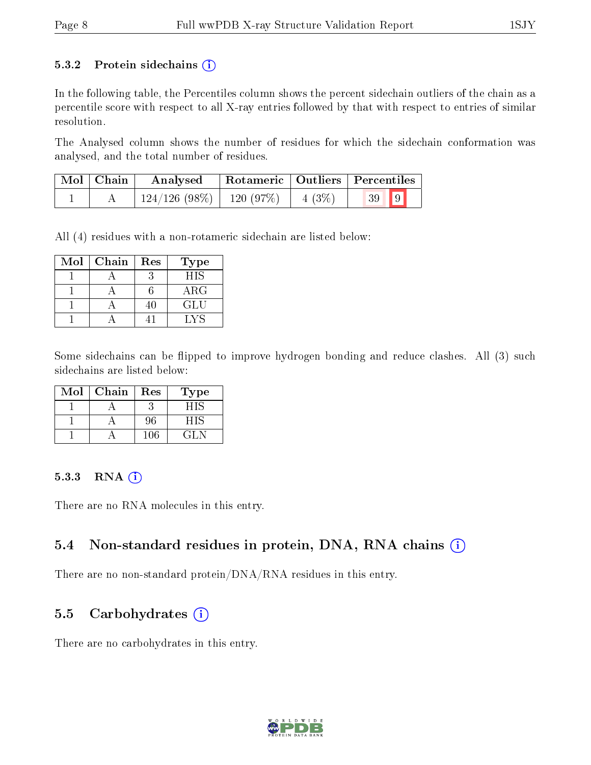### 5.3.2 Protein sidechains

In the following table, the Percentiles column shows the percent sidechain outliers of the chain as a percentile score with respect to all X-ray entries followed by that with respect to entries of similar resolution.

The Analysed column shows the number of residues for which the sidechain conformation was analysed, and the total number of residues.

| Mol | Chain | Analysed | Rotameric | Outliers | Percentiles | |
|---|---|---|---|---|---|---|
| 1 | A | 124/126 (98%) | 120 (97%) | 4 (3%) | 39 | 9 |

All (4) residues with a non-rotameric sidechain are listed below:

| Mol | Chain | Res | Type |
|---|---|---|---|
| 1 | A | 3 | HIS |
| 1 | A | 6 | ARG |
| 1 | A | 40 | GLU |
| 1 | A | 41 | LYS |

Some sidechains can be flipped to improve hydrogen bonding and reduce clashes. All (3) such sidechains are listed below:

| Mol | Chain | Res | Type |
|---|---|---|---|
| 1 | A | 3 | HIS |
| 1 | A | 96 | HIS |
| 1 | A | 106 | GLN |

### 5.3.3 RNA

There are no RNA molecules in this entry.

## 5.4 Non-standard residues in protein, DNA, RNA chains

There are no non-standard protein/DNA/RNA residues in this entry.

## 5.5 Carbohydrates

There are no carbohydrates in this entry.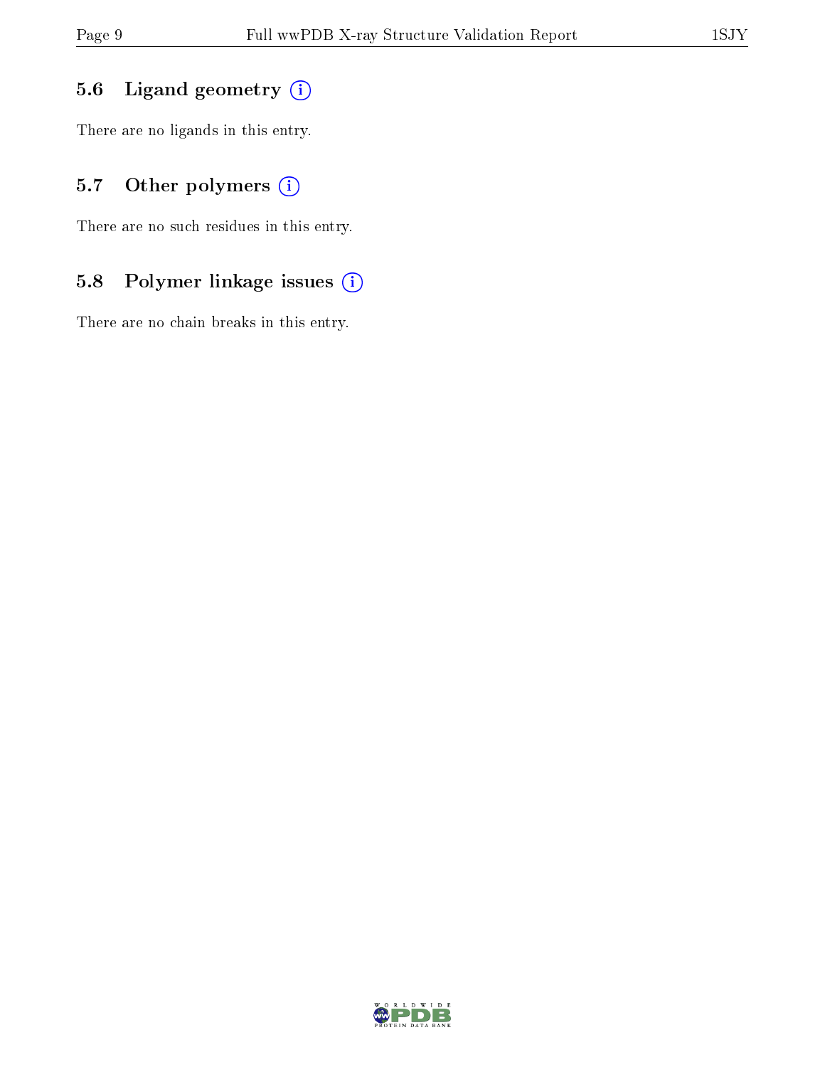### 5.6 Ligand geometry (i)

There are no ligands in this entry.

### 5.7 Other polymers (i)

There are no such residues in this entry.

### 5.8 Polymer linkage issues (i)

There are no chain breaks in this entry.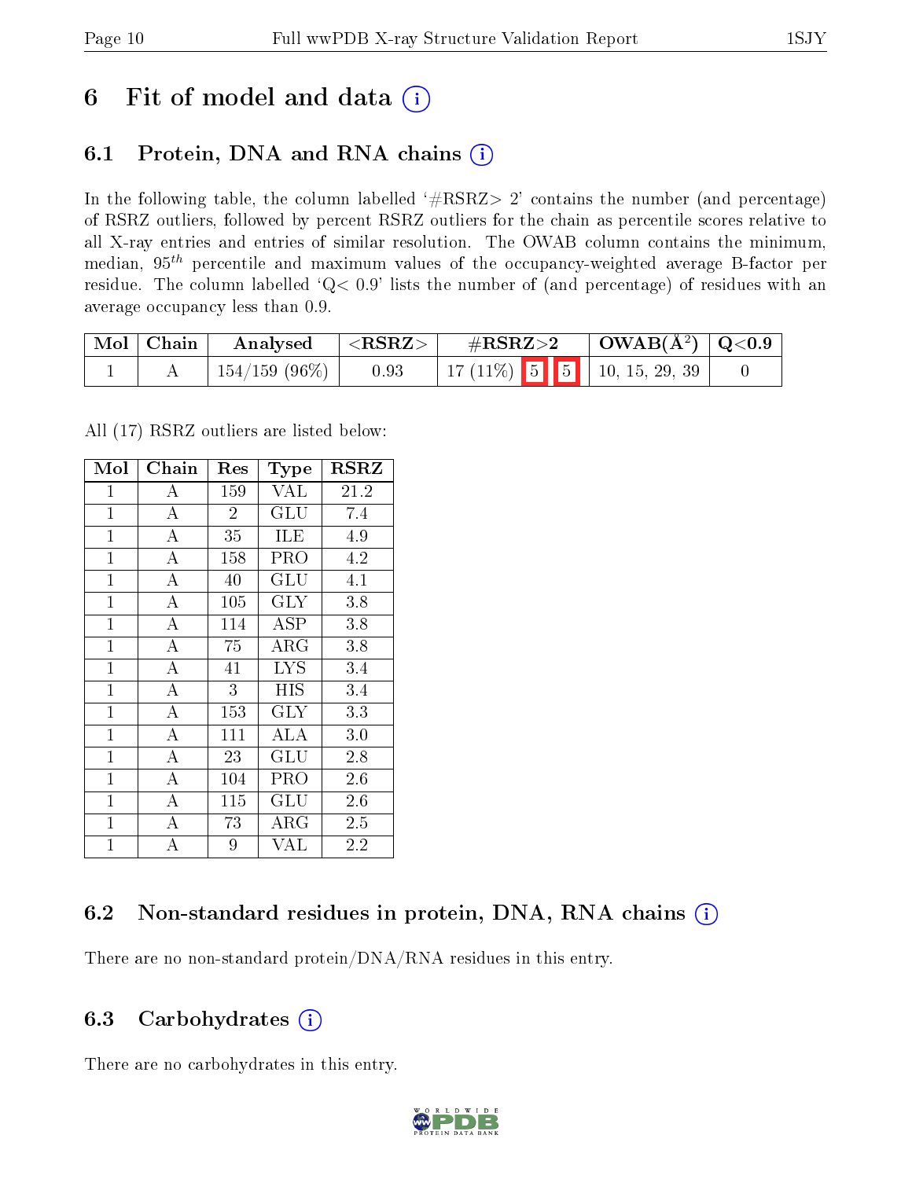# 6 Fit of model and data (i)

## 6.1 Protein, DNA and RNA chains (i)

In the following table, the column labelled '#RSRZ> 2' contains the number (and percentage) of RSRZ outliers, followed by percent RSRZ outliers for the chain as percentile scores relative to all X-ray entries and entries of similar resolution. The OWAB column contains the minimum, median, $95^{th}$ percentile and maximum values of the occupancy-weighted average B-factor per residue. The column labelled 'Q< 0.9' lists the number of (and percentage) of residues with an average occupancy less than 0.9.

| Mol | Chain | Analysed | <RSRZ> | #RSRZ>2 | OWAB(Å$^2$) | Q<0.9 |
|---|---|---|---|---|---|---|
| 1 | A | 154/159 (96%) | 0.93 | 17 (11%) 5 5 | 10, 15, 29, 39 | 0 |

All (17) RSRZ outliers are listed below:

| Mol | Chain | Res | Type | RSRZ |
|---|---|---|---|---|
| 1 | A | 159 | VAL | 21.2 |
| 1 | A | 2 | GLU | 7.4 |
| 1 | A | 35 | ILE | 4.9 |
| 1 | A | 158 | PRO | 4.2 |
| 1 | A | 40 | GLU | 4.1 |
| 1 | A | 105 | GLY | 3.8 |
| 1 | A | 114 | ASP | 3.8 |
| 1 | A | 75 | ARG | 3.8 |
| 1 | A | 41 | LYS | 3.4 |
| 1 | A | 3 | HIS | 3.4 |
| 1 | A | 153 | GLY | 3.3 |
| 1 | A | 111 | ALA | 3.0 |
| 1 | A | 23 | GLU | 2.8 |
| 1 | A | 104 | PRO | 2.6 |
| 1 | A | 115 | GLU | 2.6 |
| 1 | A | 73 | ARG | 2.5 |
| 1 | A | 9 | VAL | 2.2 |

## 6.2 Non-standard residues in protein, DNA, RNA chains (i)

There are no non-standard protein/DNA/RNA residues in this entry.

## 6.3 Carbohydrates (i)

There are no carbohydrates in this entry.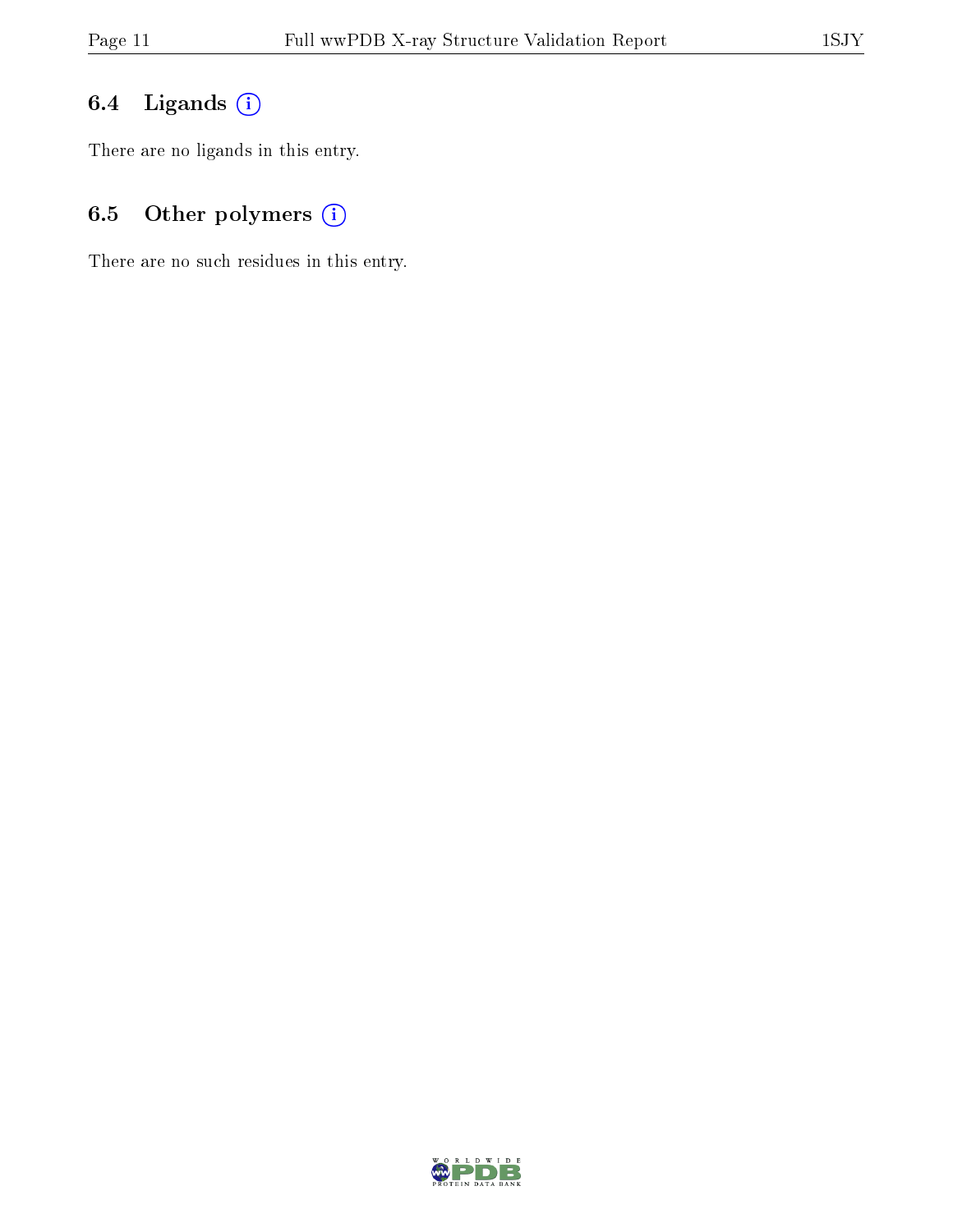### 6.4 Ligands

There are no ligands in this entry.

### 6.5 Other polymers

There are no such residues in this entry.